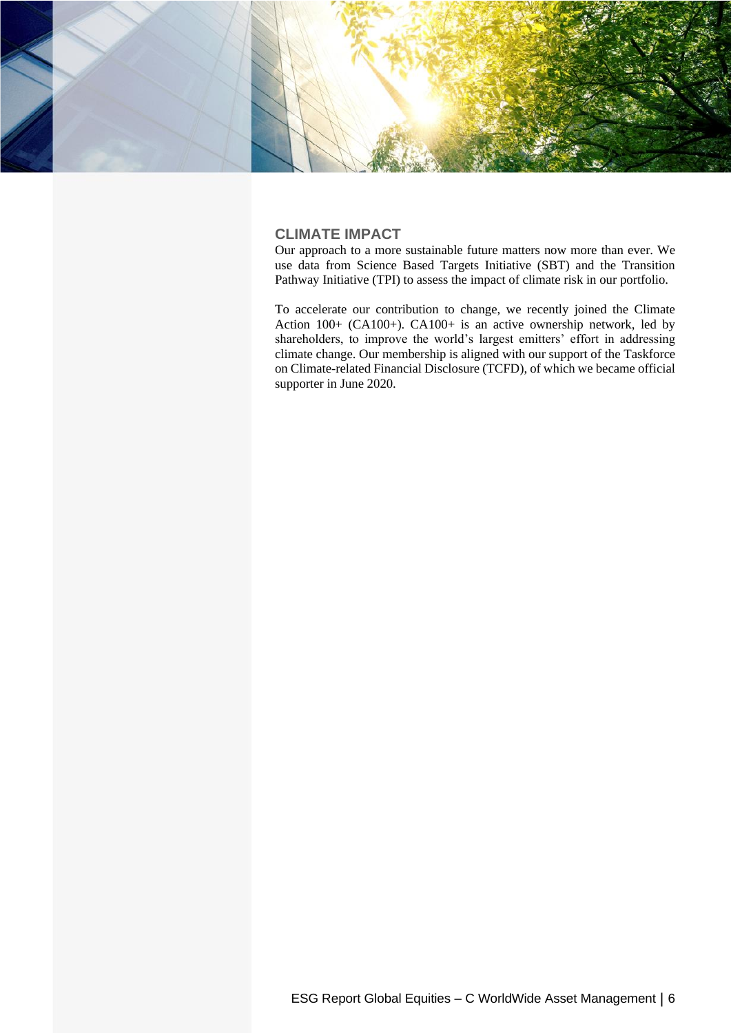## CLIMATE IMPACT

Our approach to a more sustainable future matters now more than ever. We use data from Science Based Targets Initiative (SBT) and the Transition Pathway Initiative (TPI) to assess the impact of climate risk in our portfolio.

To accelerate our contribution to change, we recently joined the Climate Action 100+ (CA100+). CA100+ is an active ownership network, led by shareholders, to improve the world's largest emitters' effort in addressing climate change. Our membership is aligned with our support of the Taskforce on Climate-related Financial Disclosure (TCFD), of which we became official supporter in June 2020.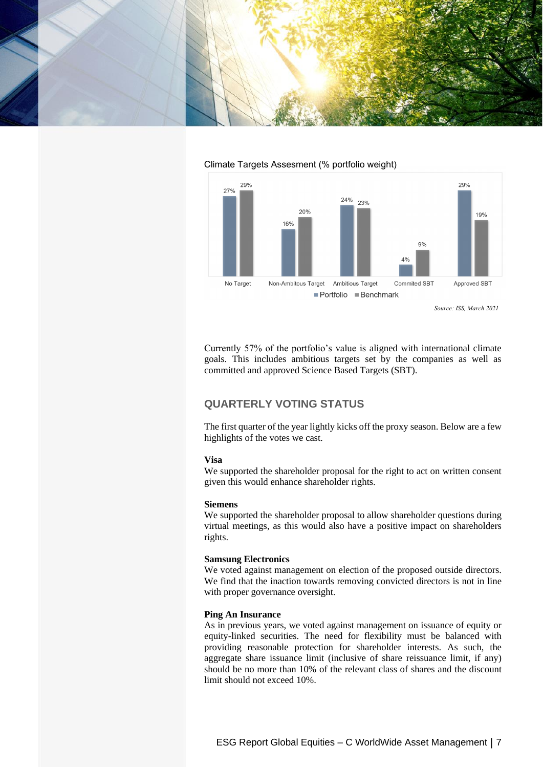Climate Targets Assesment (% portfolio weight)

| | Portfolio | Benchmark |
| --- | --- | --- |
| No Target | 27% | 29% |
| Non-Ambitous Target | 16% | 20% |
| Ambitious Target | 24% | 23% |
| Commited SBT | 4% | 9% |
| Approved SBT | 29% | 19% |

*Source: ISS, March 2021*

Currently 57% of the portfolio's value is aligned with international climate goals. This includes ambitious targets set by the companies as well as committed and approved Science Based Targets (SBT).

## QUARTERLY VOTING STATUS

The first quarter of the year lightly kicks off the proxy season. Below are a few highlights of the votes we cast.

**Visa**
We supported the shareholder proposal for the right to act on written consent given this would enhance shareholder rights.

**Siemens**
We supported the shareholder proposal to allow shareholder questions during virtual meetings, as this would also have a positive impact on shareholders rights.

**Samsung Electronics**
We voted against management on election of the proposed outside directors. We find that the inaction towards removing convicted directors is not in line with proper governance oversight.

**Ping An Insurance**
As in previous years, we voted against management on issuance of equity or equity-linked securities. The need for flexibility must be balanced with providing reasonable protection for shareholder interests. As such, the aggregate share issuance limit (inclusive of share reissuance limit, if any) should be no more than 10% of the relevant class of shares and the discount limit should not exceed 10%.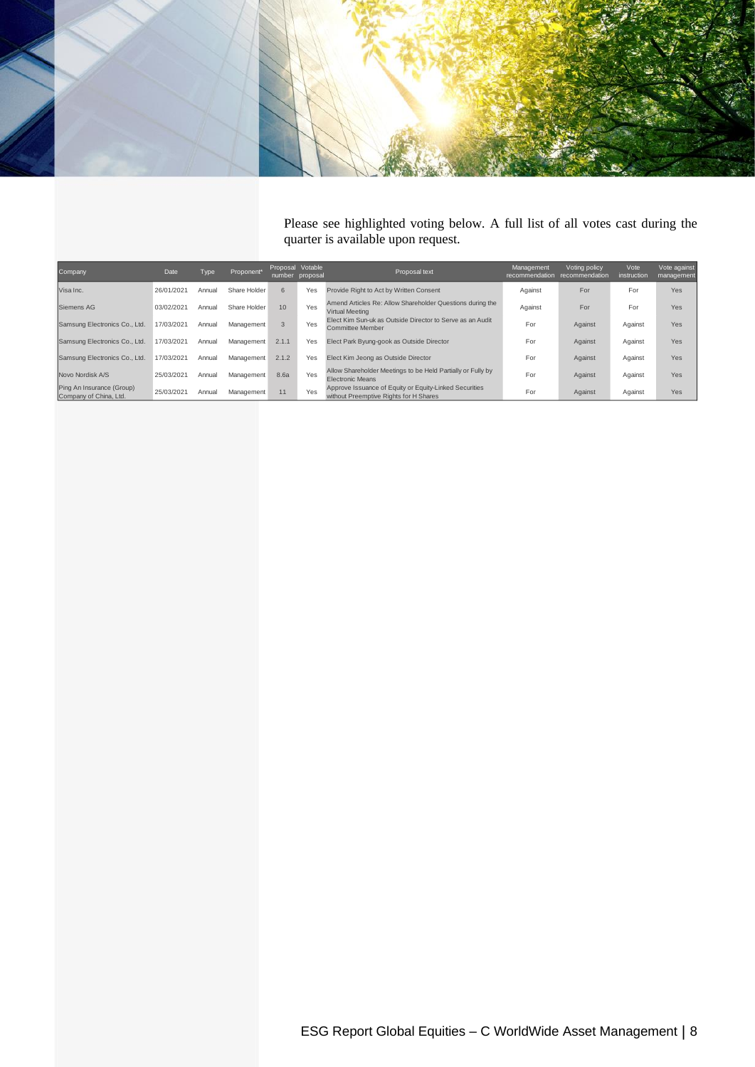Please see highlighted voting below. A full list of all votes cast during the quarter is available upon request.

| Company | Date | Type | Proponent* | Proposal number | Votable proposal | Proposal text | Management recommendation | Voting policy recommendation | Vote instruction | Vote against management |
|---|---|---|---|---|---|---|---|---|---|---|
| Visa Inc. | 26/01/2021 | Annual | Share Holder | 6 | Yes | Provide Right to Act by Written Consent | Against | For | For | Yes |
| Siemens AG | 03/02/2021 | Annual | Share Holder | 10 | Yes | Amend Articles Re: Allow Shareholder Questions during the Virtual Meeting | Against | For | For | Yes |
| Samsung Electronics Co., Ltd. | 17/03/2021 | Annual | Management | 3 | Yes | Elect Kim Sun-uk as Outside Director to Serve as an Audit Committee Member | For | Against | Against | Yes |
| Samsung Electronics Co., Ltd. | 17/03/2021 | Annual | Management | 2.1.1 | Yes | Elect Park Byung-gook as Outside Director | For | Against | Against | Yes |
| Samsung Electronics Co., Ltd. | 17/03/2021 | Annual | Management | 2.1.2 | Yes | Elect Kim Jeong as Outside Director | For | Against | Against | Yes |
| Novo Nordisk A/S | 25/03/2021 | Annual | Management | 8.6a | Yes | Allow Shareholder Meetings to be Held Partially or Fully by Electronic Means | For | Against | Against | Yes |
| Ping An Insurance (Group) Company of China, Ltd. | 25/03/2021 | Annual | Management | 11 | Yes | Approve Issuance of Equity or Equity-Linked Securities without Preemptive Rights for H Shares | For | Against | Against | Yes |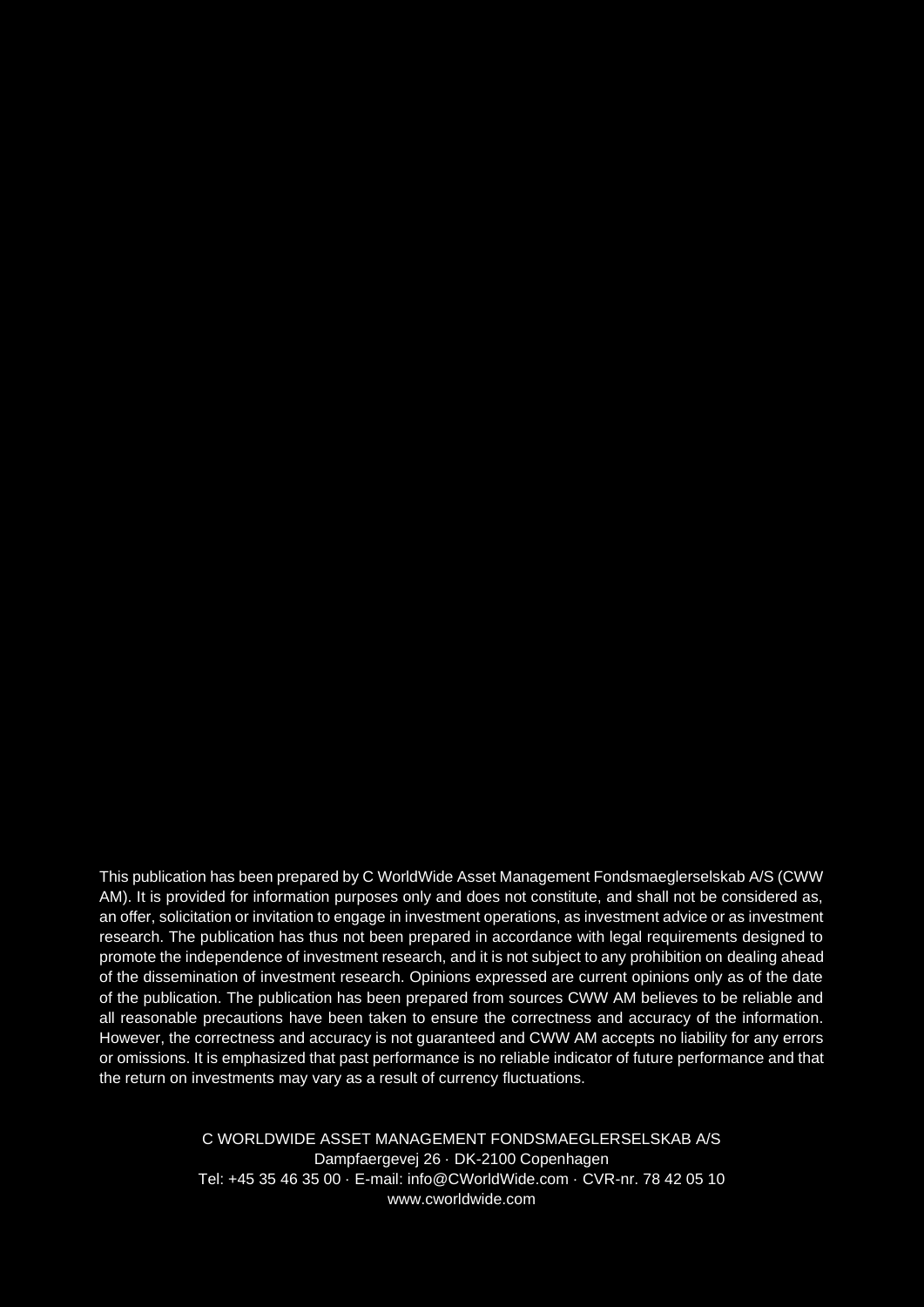This publication has been prepared by C WorldWide Asset Management Fondsmaeglerselskab A/S (CWW AM). It is provided for information purposes only and does not constitute, and shall not be considered as, an offer, solicitation or invitation to engage in investment operations, as investment advice or as investment research. The publication has thus not been prepared in accordance with legal requirements designed to promote the independence of investment research, and it is not subject to any prohibition on dealing ahead of the dissemination of investment research. Opinions expressed are current opinions only as of the date of the publication. The publication has been prepared from sources CWW AM believes to be reliable and all reasonable precautions have been taken to ensure the correctness and accuracy of the information. However, the correctness and accuracy is not guaranteed and CWW AM accepts no liability for any errors or omissions. It is emphasized that past performance is no reliable indicator of future performance and that the return on investments may vary as a result of currency fluctuations.

C WORLDWIDE ASSET MANAGEMENT FONDSMAEGLERSELSKAB A/S
Dampfaergevej 26 · DK-2100 Copenhagen
Tel: +45 35 46 35 00 · E-mail: info@CWorldWide.com · CVR-nr. 78 42 05 10
www.cworldwide.com